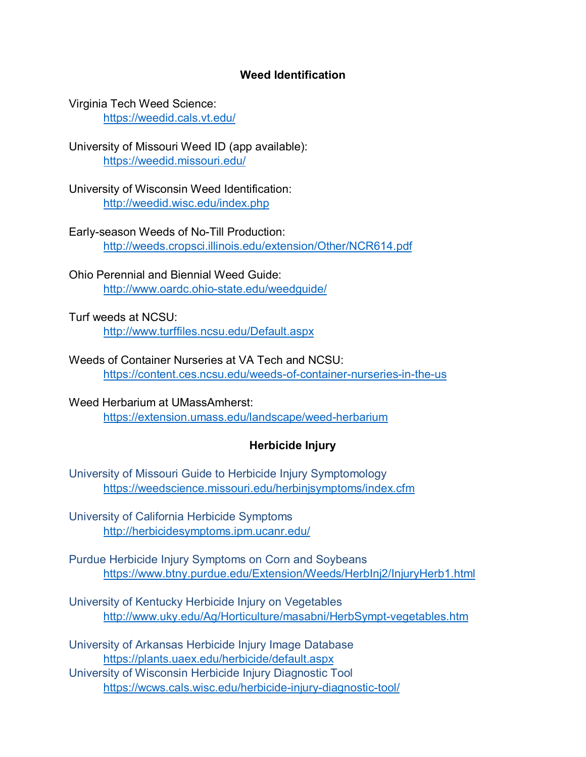## Weed Identification

Virginia Tech Weed Science:
https://weedid.cals.vt.edu/

University of Missouri Weed ID (app available):
https://weedid.missouri.edu/

University of Wisconsin Weed Identification:
http://weedid.wisc.edu/index.php

Early-season Weeds of No-Till Production:
http://weeds.cropsci.illinois.edu/extension/Other/NCR614.pdf

Ohio Perennial and Biennial Weed Guide:
http://www.oardc.ohio-state.edu/weedguide/

Turf weeds at NCSU:
http://www.turffiles.ncsu.edu/Default.aspx

Weeds of Container Nurseries at VA Tech and NCSU:
https://content.ces.ncsu.edu/weeds-of-container-nurseries-in-the-us

Weed Herbarium at UMassAmherst:
https://extension.umass.edu/landscape/weed-herbarium

## Herbicide Injury

University of Missouri Guide to Herbicide Injury Symptomology
https://weedscience.missouri.edu/herbinjsymptoms/index.cfm

University of California Herbicide Symptoms
http://herbicidesymptoms.ipm.ucanr.edu/

Purdue Herbicide Injury Symptoms on Corn and Soybeans
https://www.btny.purdue.edu/Extension/Weeds/HerbInj2/InjuryHerb1.html

University of Kentucky Herbicide Injury on Vegetables
http://www.uky.edu/Ag/Horticulture/masabni/HerbSympt-vegetables.htm

University of Arkansas Herbicide Injury Image Database
https://plants.uaex.edu/herbicide/default.aspx

University of Wisconsin Herbicide Injury Diagnostic Tool
https://wcws.cals.wisc.edu/herbicide-injury-diagnostic-tool/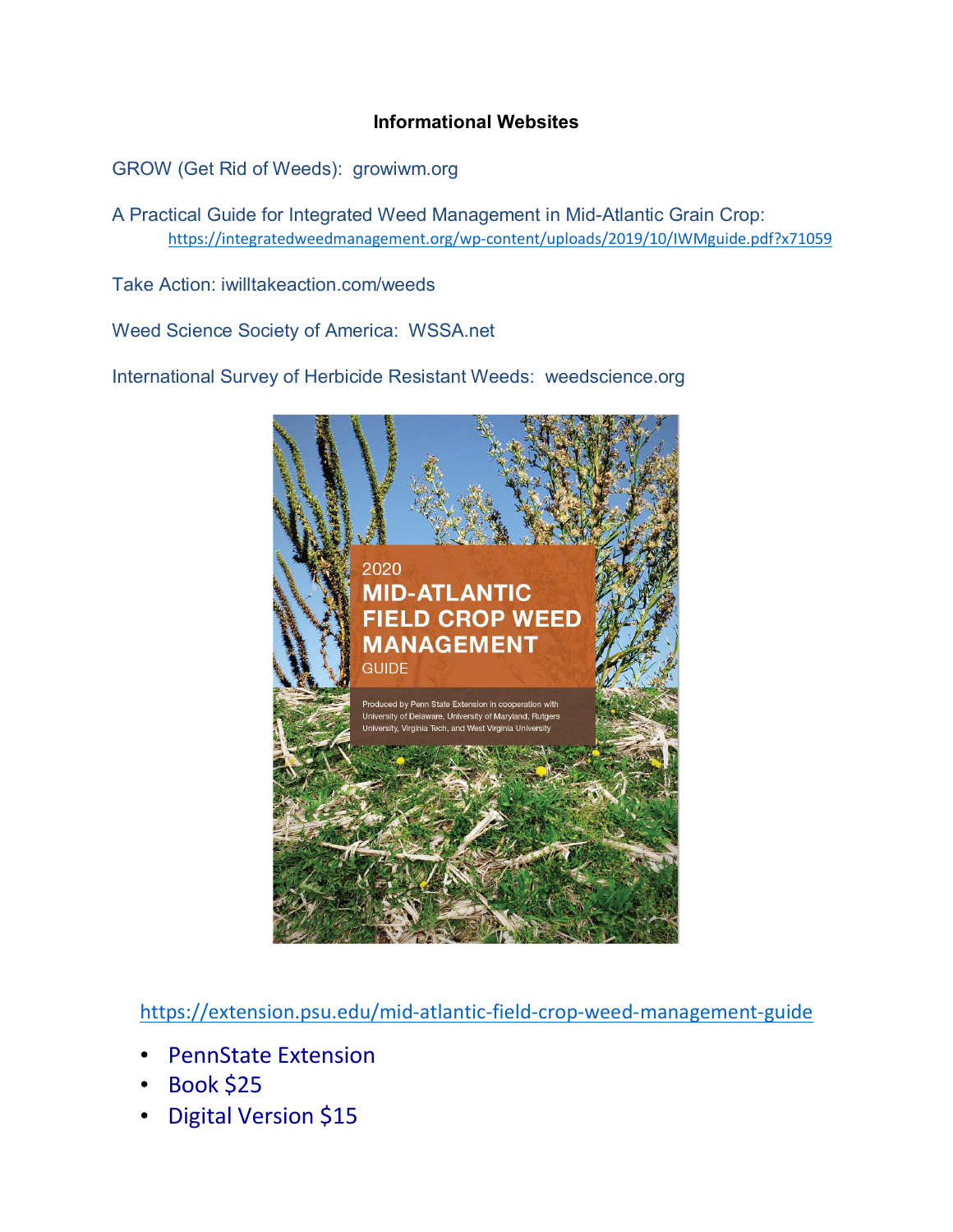**Informational Websites**

GROW (Get Rid of Weeds): growiwm.org

A Practical Guide for Integrated Weed Management in Mid-Atlantic Grain Crop: https://integratedweedmanagement.org/wp-content/uploads/2019/10/IWMguide.pdf?x71059

Take Action: iwilltakeaction.com/weeds

Weed Science Society of America: WSSA.net

International Survey of Herbicide Resistant Weeds: weedscience.org

2020 MID-ATLANTIC FIELD CROP WEED MANAGEMENT GUIDE

Produced by Penn State Extension in cooperation with University of Delaware, University of Maryland, Rutgers University, Virginia Tech, and West Virginia University

https://extension.psu.edu/mid-atlantic-field-crop-weed-management-guide

- PennState Extension
- Book $25
- Digital Version $15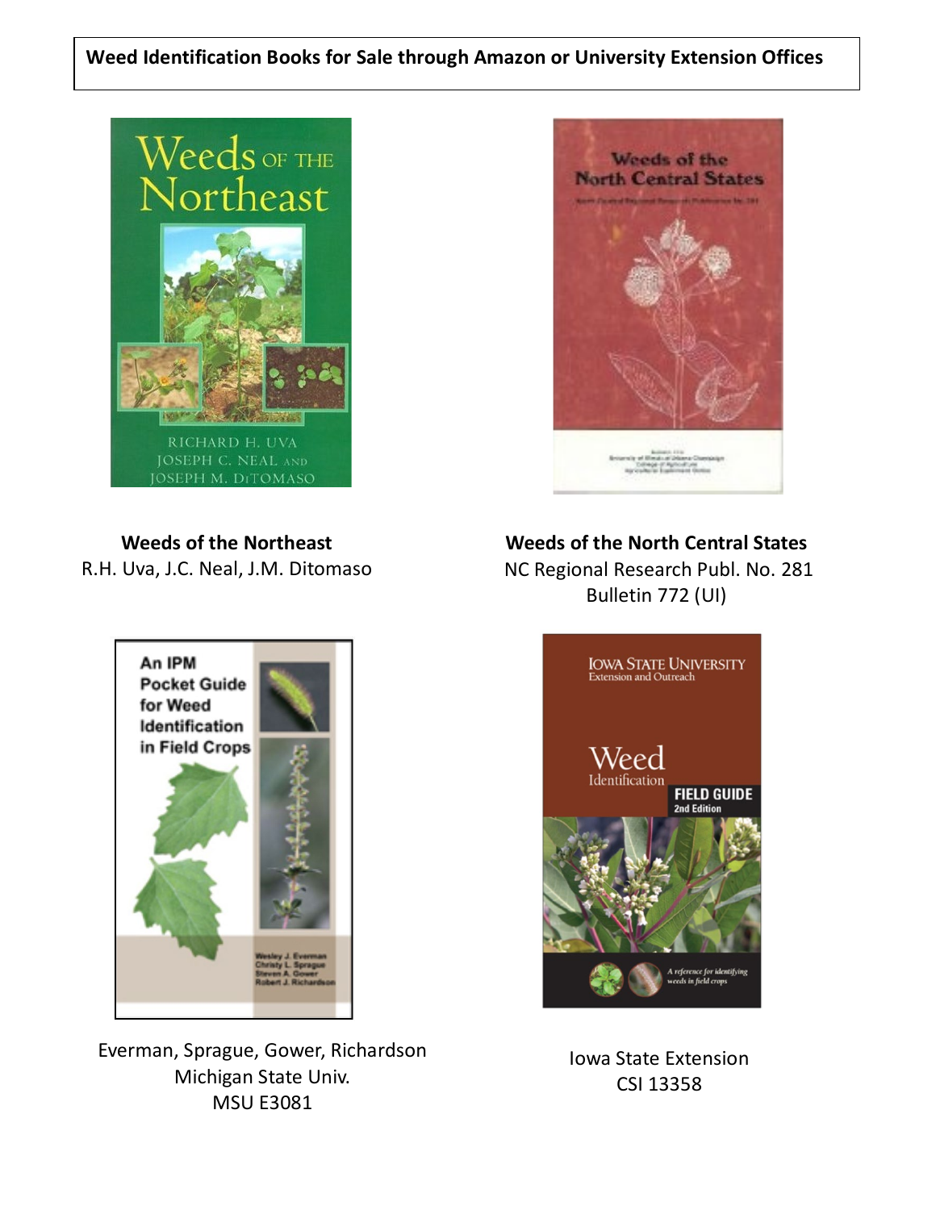**Weed Identification Books for Sale through Amazon or University Extension Offices**

**Weeds of the Northeast**
R.H. Uva, J.C. Neal, J.M. Ditomaso

**Weeds of the North Central States**
NC Regional Research Publ. No. 281
Bulletin 772 (UI)

Everman, Sprague, Gower, Richardson
Michigan State Univ.
MSU E3081

Iowa State Extension
CSI 13358